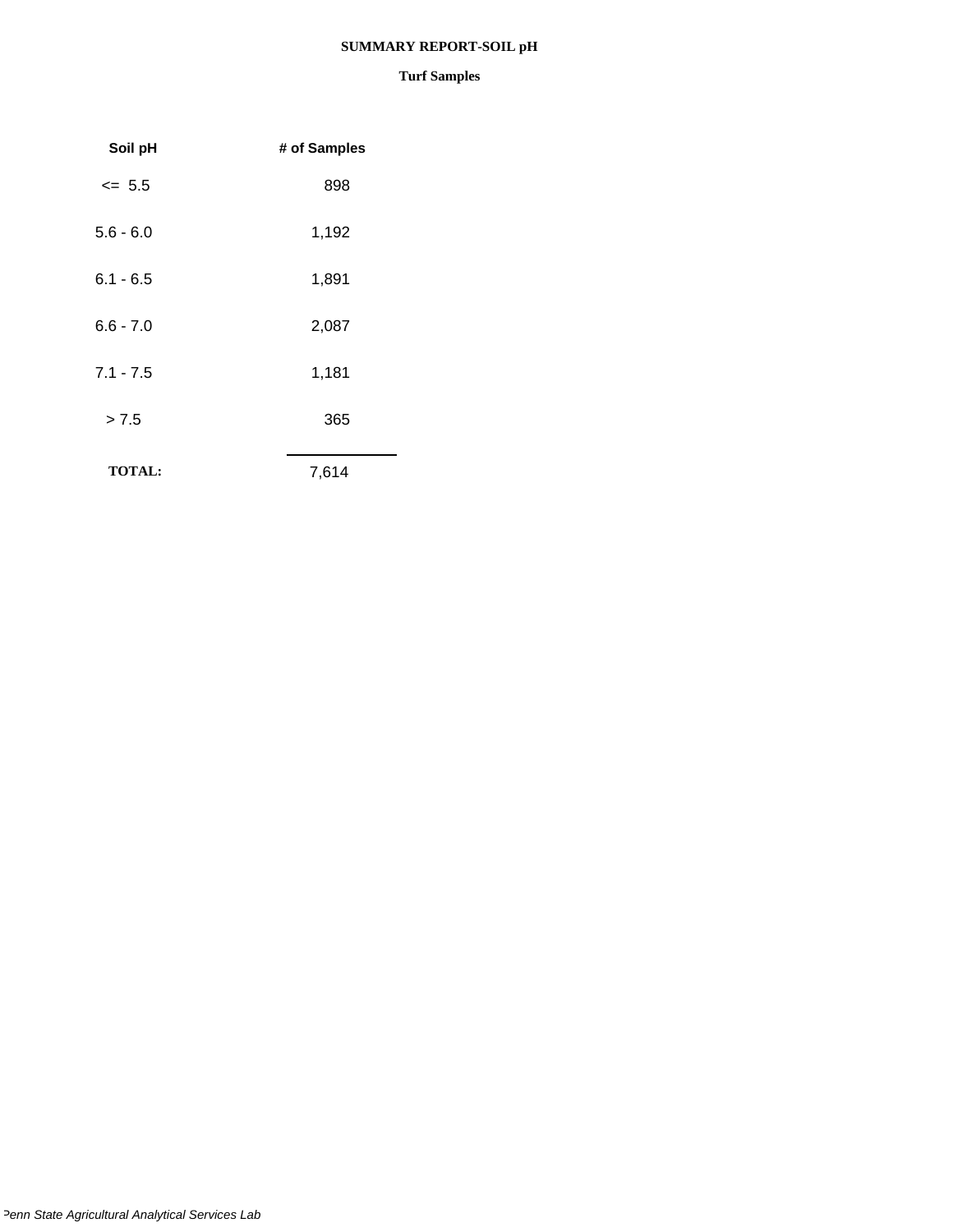# SUMMARY REPORT-SOIL pH

## Turf Samples

| Soil pH | # of Samples |
|---|---|
| <= 5.5 | 898 |
| 5.6 - 6.0 | 1,192 |
| 6.1 - 6.5 | 1,891 |
| 6.6 - 7.0 | 2,087 |
| 7.1 - 7.5 | 1,181 |
| > 7.5 | 365 |
| **TOTAL:** | 7,614 |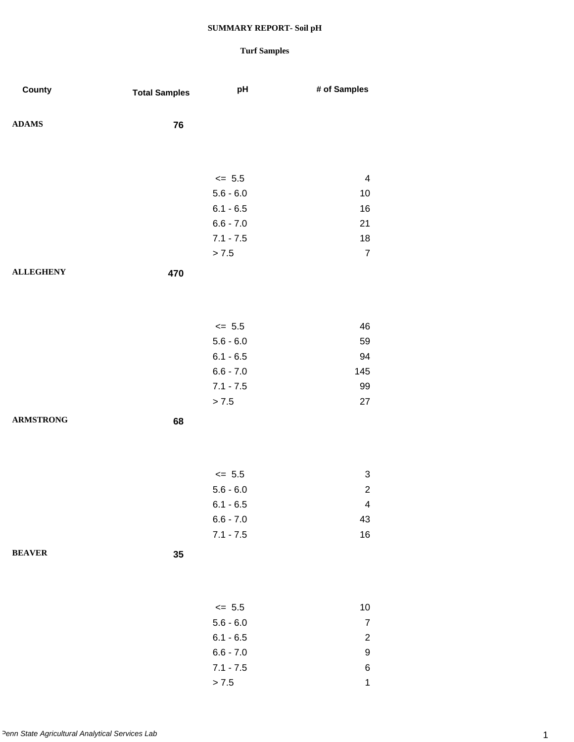# SUMMARY REPORT- Soil pH

## Turf Samples

| County | Total Samples | pH | # of Samples |
|---|---|---|---|
| **ADAMS** | **76** | | |
| | | <= 5.5 | 4 |
| | | 5.6 - 6.0 | 10 |
| | | 6.1 - 6.5 | 16 |
| | | 6.6 - 7.0 | 21 |
| | | 7.1 - 7.5 | 18 |
| | | > 7.5 | 7 |
| **ALLEGHENY** | **470** | | |
| | | <= 5.5 | 46 |
| | | 5.6 - 6.0 | 59 |
| | | 6.1 - 6.5 | 94 |
| | | 6.6 - 7.0 | 145 |
| | | 7.1 - 7.5 | 99 |
| | | > 7.5 | 27 |
| **ARMSTRONG** | **68** | | |
| | | <= 5.5 | 3 |
| | | 5.6 - 6.0 | 2 |
| | | 6.1 - 6.5 | 4 |
| | | 6.6 - 7.0 | 43 |
| | | 7.1 - 7.5 | 16 |
| **BEAVER** | **35** | | |
| | | <= 5.5 | 10 |
| | | 5.6 - 6.0 | 7 |
| | | 6.1 - 6.5 | 2 |
| | | 6.6 - 7.0 | 9 |
| | | 7.1 - 7.5 | 6 |
| | | > 7.5 | 1 |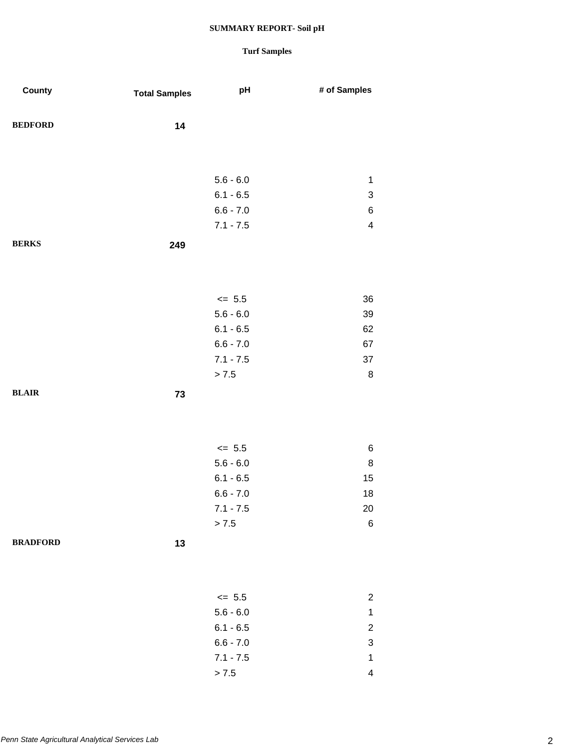**SUMMARY REPORT- Soil pH**

**Turf Samples**

| County | Total Samples | pH | # of Samples |
|---|---|---|---|
| **BEDFORD** | **14** | | |
| | | 5.6 - 6.0 | 1 |
| | | 6.1 - 6.5 | 3 |
| | | 6.6 - 7.0 | 6 |
| | | 7.1 - 7.5 | 4 |
| **BERKS** | **249** | | |
| | | <= 5.5 | 36 |
| | | 5.6 - 6.0 | 39 |
| | | 6.1 - 6.5 | 62 |
| | | 6.6 - 7.0 | 67 |
| | | 7.1 - 7.5 | 37 |
| | | > 7.5 | 8 |
| **BLAIR** | **73** | | |
| | | <= 5.5 | 6 |
| | | 5.6 - 6.0 | 8 |
| | | 6.1 - 6.5 | 15 |
| | | 6.6 - 7.0 | 18 |
| | | 7.1 - 7.5 | 20 |
| | | > 7.5 | 6 |
| **BRADFORD** | **13** | | |
| | | <= 5.5 | 2 |
| | | 5.6 - 6.0 | 1 |
| | | 6.1 - 6.5 | 2 |
| | | 6.6 - 7.0 | 3 |
| | | 7.1 - 7.5 | 1 |
| | | > 7.5 | 4 |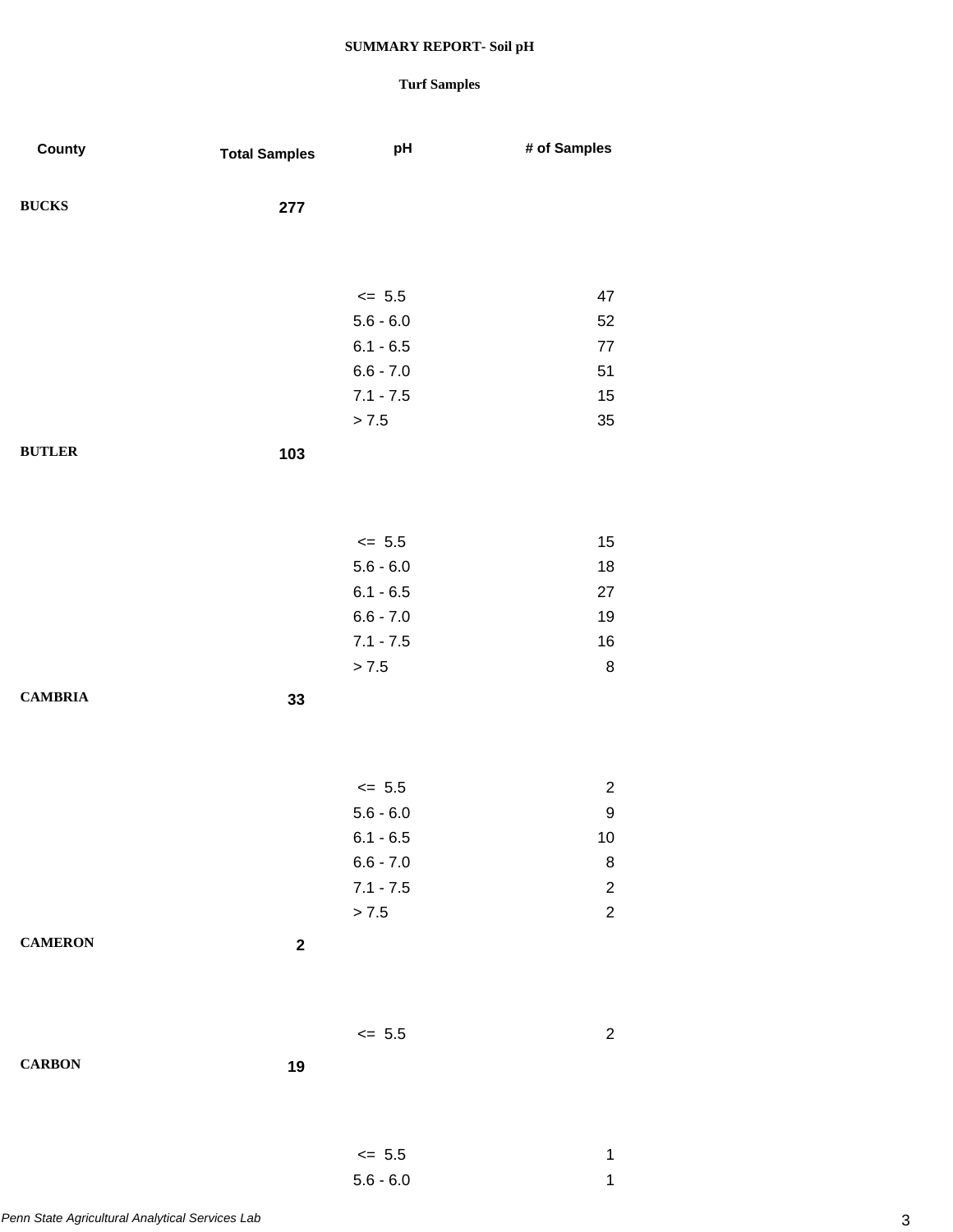**SUMMARY REPORT- Soil pH**

**Turf Samples**

| County | Total Samples | pH | # of Samples |
|---|---|---|---|
| **BUCKS** | **277** | | |
| | | <= 5.5 | 47 |
| | | 5.6 - 6.0 | 52 |
| | | 6.1 - 6.5 | 77 |
| | | 6.6 - 7.0 | 51 |
| | | 7.1 - 7.5 | 15 |
| | | > 7.5 | 35 |
| **BUTLER** | **103** | | |
| | | <= 5.5 | 15 |
| | | 5.6 - 6.0 | 18 |
| | | 6.1 - 6.5 | 27 |
| | | 6.6 - 7.0 | 19 |
| | | 7.1 - 7.5 | 16 |
| | | > 7.5 | 8 |
| **CAMBRIA** | **33** | | |
| | | <= 5.5 | 2 |
| | | 5.6 - 6.0 | 9 |
| | | 6.1 - 6.5 | 10 |
| | | 6.6 - 7.0 | 8 |
| | | 7.1 - 7.5 | 2 |
| | | > 7.5 | 2 |
| **CAMERON** | **2** | | |
| | | <= 5.5 | 2 |
| **CARBON** | **19** | | |
| | | <= 5.5 | 1 |
| | | 5.6 - 6.0 | 1 |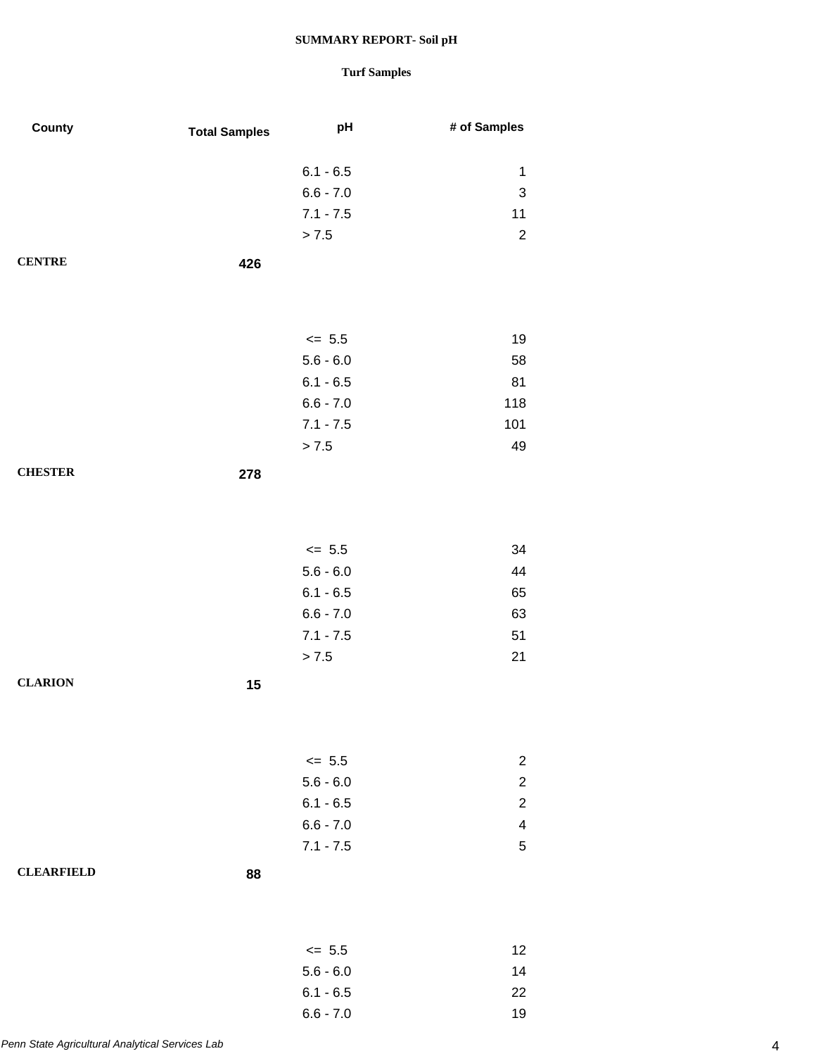**SUMMARY REPORT- Soil pH**

**Turf Samples**

| County | Total Samples | pH | # of Samples |
|---|---|---|---|
| | | 6.1 - 6.5 | 1 |
| | | 6.6 - 7.0 | 3 |
| | | 7.1 - 7.5 | 11 |
| | | > 7.5 | 2 |
| **CENTRE** | **426** | | |
| | | <= 5.5 | 19 |
| | | 5.6 - 6.0 | 58 |
| | | 6.1 - 6.5 | 81 |
| | | 6.6 - 7.0 | 118 |
| | | 7.1 - 7.5 | 101 |
| | | > 7.5 | 49 |
| **CHESTER** | **278** | | |
| | | <= 5.5 | 34 |
| | | 5.6 - 6.0 | 44 |
| | | 6.1 - 6.5 | 65 |
| | | 6.6 - 7.0 | 63 |
| | | 7.1 - 7.5 | 51 |
| | | > 7.5 | 21 |
| **CLARION** | **15** | | |
| | | <= 5.5 | 2 |
| | | 5.6 - 6.0 | 2 |
| | | 6.1 - 6.5 | 2 |
| | | 6.6 - 7.0 | 4 |
| | | 7.1 - 7.5 | 5 |
| **CLEARFIELD** | **88** | | |
| | | <= 5.5 | 12 |
| | | 5.6 - 6.0 | 14 |
| | | 6.1 - 6.5 | 22 |
| | | 6.6 - 7.0 | 19 |

*Penn State Agricultural Analytical Services Lab*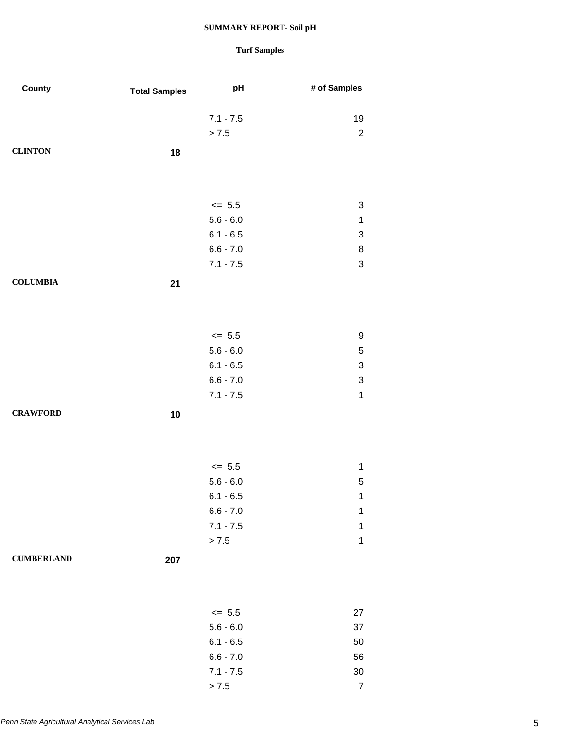**SUMMARY REPORT- Soil pH**

**Turf Samples**

| County | Total Samples | pH | # of Samples |
|---|---|---|---|
| | | 7.1 - 7.5 | 19 |
| | | > 7.5 | 2 |
| **CLINTON** | **18** | | |
| | | <= 5.5 | 3 |
| | | 5.6 - 6.0 | 1 |
| | | 6.1 - 6.5 | 3 |
| | | 6.6 - 7.0 | 8 |
| | | 7.1 - 7.5 | 3 |
| **COLUMBIA** | **21** | | |
| | | <= 5.5 | 9 |
| | | 5.6 - 6.0 | 5 |
| | | 6.1 - 6.5 | 3 |
| | | 6.6 - 7.0 | 3 |
| | | 7.1 - 7.5 | 1 |
| **CRAWFORD** | **10** | | |
| | | <= 5.5 | 1 |
| | | 5.6 - 6.0 | 5 |
| | | 6.1 - 6.5 | 1 |
| | | 6.6 - 7.0 | 1 |
| | | 7.1 - 7.5 | 1 |
| | | > 7.5 | 1 |
| **CUMBERLAND** | **207** | | |
| | | <= 5.5 | 27 |
| | | 5.6 - 6.0 | 37 |
| | | 6.1 - 6.5 | 50 |
| | | 6.6 - 7.0 | 56 |
| | | 7.1 - 7.5 | 30 |
| | | > 7.5 | 7 |

*Penn State Agricultural Analytical Services Lab*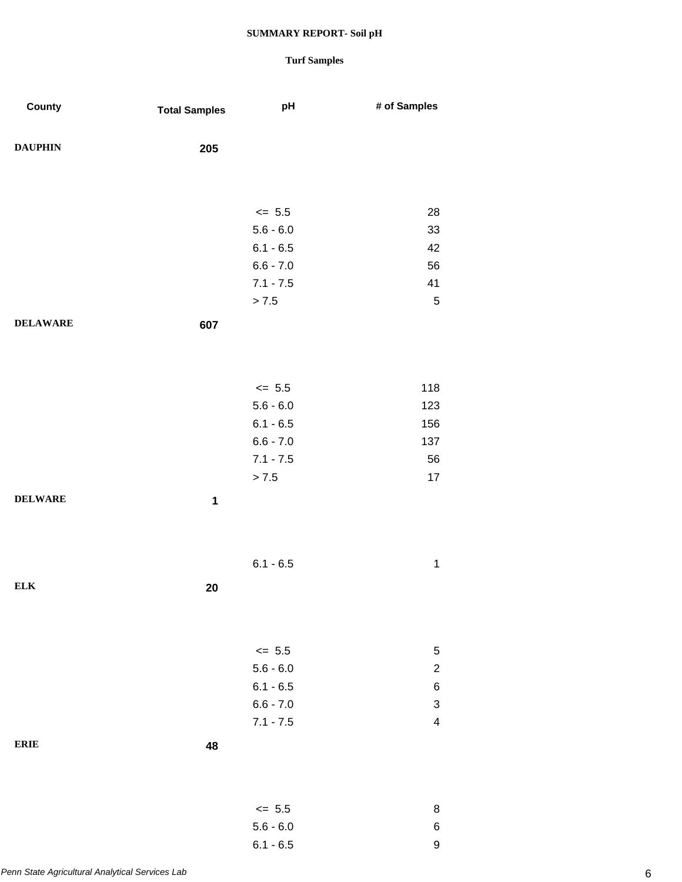**SUMMARY REPORT- Soil pH**

**Turf Samples**

| County | Total Samples | pH | # of Samples |
|---|---|---|---|
| **DAUPHIN** | **205** | | |
| | | <= 5.5 | 28 |
| | | 5.6 - 6.0 | 33 |
| | | 6.1 - 6.5 | 42 |
| | | 6.6 - 7.0 | 56 |
| | | 7.1 - 7.5 | 41 |
| | | > 7.5 | 5 |
| **DELAWARE** | **607** | | |
| | | <= 5.5 | 118 |
| | | 5.6 - 6.0 | 123 |
| | | 6.1 - 6.5 | 156 |
| | | 6.6 - 7.0 | 137 |
| | | 7.1 - 7.5 | 56 |
| | | > 7.5 | 17 |
| **DELWARE** | **1** | | |
| | | 6.1 - 6.5 | 1 |
| **ELK** | **20** | | |
| | | <= 5.5 | 5 |
| | | 5.6 - 6.0 | 2 |
| | | 6.1 - 6.5 | 6 |
| | | 6.6 - 7.0 | 3 |
| | | 7.1 - 7.5 | 4 |
| **ERIE** | **48** | | |
| | | <= 5.5 | 8 |
| | | 5.6 - 6.0 | 6 |
| | | 6.1 - 6.5 | 9 |

*Penn State Agricultural Analytical Services Lab*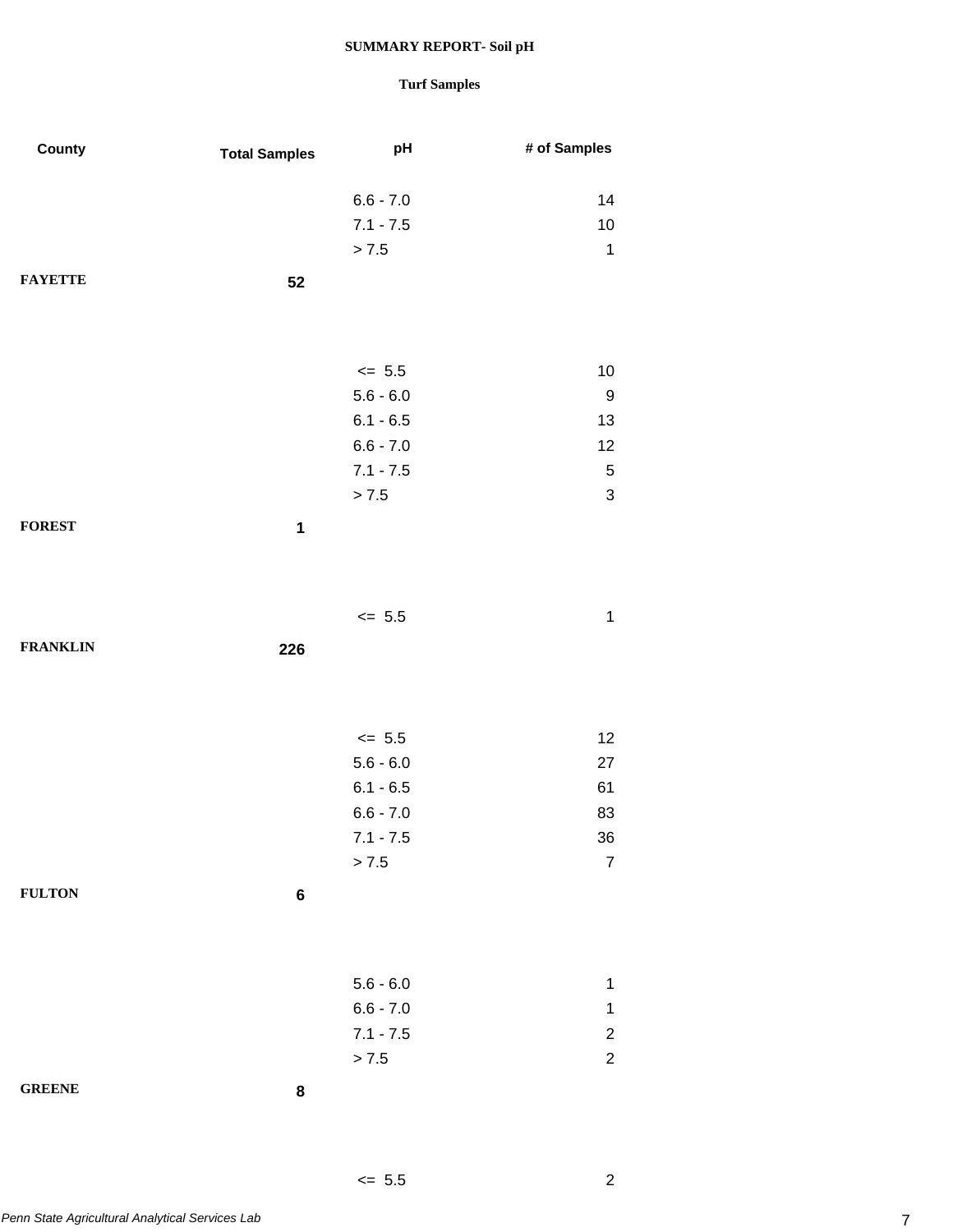**SUMMARY REPORT- Soil pH**

**Turf Samples**

| County | Total Samples | pH | # of Samples |
|---|---|---|---|
| | | 6.6 - 7.0 | 14 |
| | | 7.1 - 7.5 | 10 |
| | | > 7.5 | 1 |
| **FAYETTE** | **52** | | |
| | | <= 5.5 | 10 |
| | | 5.6 - 6.0 | 9 |
| | | 6.1 - 6.5 | 13 |
| | | 6.6 - 7.0 | 12 |
| | | 7.1 - 7.5 | 5 |
| | | > 7.5 | 3 |
| **FOREST** | **1** | | |
| | | <= 5.5 | 1 |
| **FRANKLIN** | **226** | | |
| | | <= 5.5 | 12 |
| | | 5.6 - 6.0 | 27 |
| | | 6.1 - 6.5 | 61 |
| | | 6.6 - 7.0 | 83 |
| | | 7.1 - 7.5 | 36 |
| | | > 7.5 | 7 |
| **FULTON** | **6** | | |
| | | 5.6 - 6.0 | 1 |
| | | 6.6 - 7.0 | 1 |
| | | 7.1 - 7.5 | 2 |
| | | > 7.5 | 2 |
| **GREENE** | **8** | | |
| | | <= 5.5 | 2 |

*Penn State Agricultural Analytical Services Lab*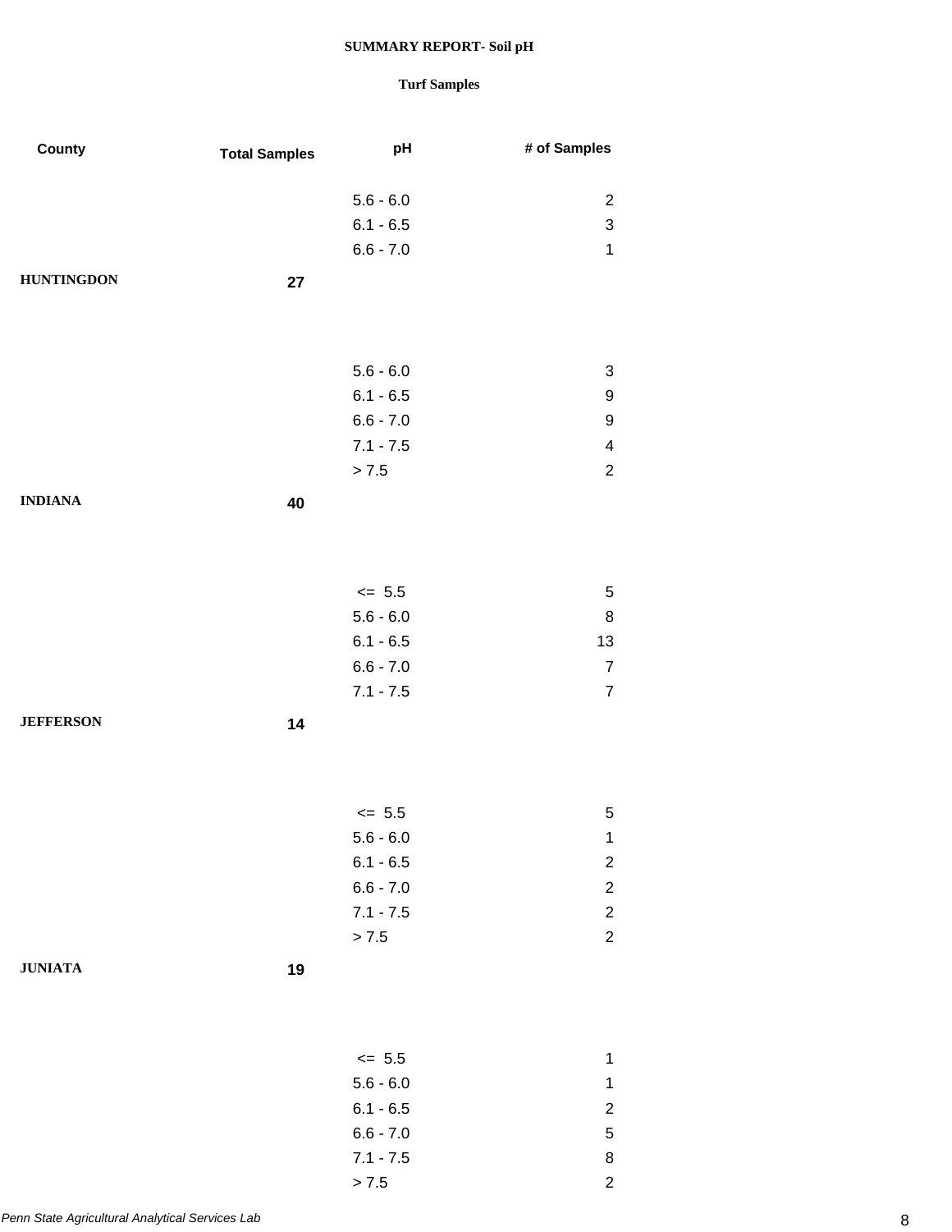**SUMMARY REPORT- Soil pH**

**Turf Samples**

| County | Total Samples | pH | # of Samples |
|---|---|---|---|
| | | 5.6 - 6.0 | 2 |
| | | 6.1 - 6.5 | 3 |
| | | 6.6 - 7.0 | 1 |
| **HUNTINGDON** | **27** | | |
| | | 5.6 - 6.0 | 3 |
| | | 6.1 - 6.5 | 9 |
| | | 6.6 - 7.0 | 9 |
| | | 7.1 - 7.5 | 4 |
| | | > 7.5 | 2 |
| **INDIANA** | **40** | | |
| | | <=  5.5 | 5 |
| | | 5.6 - 6.0 | 8 |
| | | 6.1 - 6.5 | 13 |
| | | 6.6 - 7.0 | 7 |
| | | 7.1 - 7.5 | 7 |
| **JEFFERSON** | **14** | | |
| | | <=  5.5 | 5 |
| | | 5.6 - 6.0 | 1 |
| | | 6.1 - 6.5 | 2 |
| | | 6.6 - 7.0 | 2 |
| | | 7.1 - 7.5 | 2 |
| | | > 7.5 | 2 |
| **JUNIATA** | **19** | | |
| | | <=  5.5 | 1 |
| | | 5.6 - 6.0 | 1 |
| | | 6.1 - 6.5 | 2 |
| | | 6.6 - 7.0 | 5 |
| | | 7.1 - 7.5 | 8 |
| | | > 7.5 | 2 |

*Penn State Agricultural Analytical Services Lab*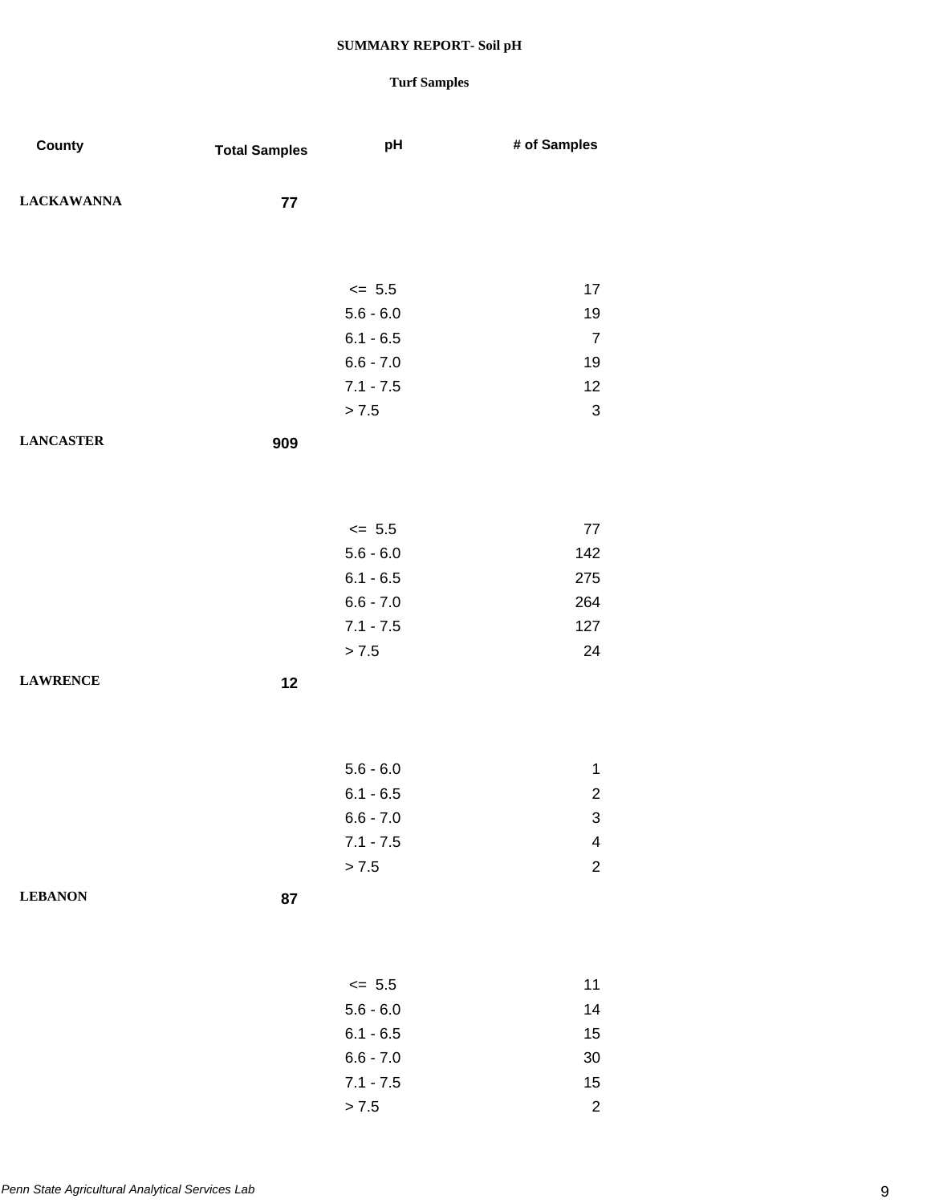**SUMMARY REPORT- Soil pH**

**Turf Samples**

| County | Total Samples | pH | # of Samples |
|---|---|---|---|
| **LACKAWANNA** | **77** | | |
| | | <= 5.5 | 17 |
| | | 5.6 - 6.0 | 19 |
| | | 6.1 - 6.5 | 7 |
| | | 6.6 - 7.0 | 19 |
| | | 7.1 - 7.5 | 12 |
| | | > 7.5 | 3 |
| **LANCASTER** | **909** | | |
| | | <= 5.5 | 77 |
| | | 5.6 - 6.0 | 142 |
| | | 6.1 - 6.5 | 275 |
| | | 6.6 - 7.0 | 264 |
| | | 7.1 - 7.5 | 127 |
| | | > 7.5 | 24 |
| **LAWRENCE** | **12** | | |
| | | 5.6 - 6.0 | 1 |
| | | 6.1 - 6.5 | 2 |
| | | 6.6 - 7.0 | 3 |
| | | 7.1 - 7.5 | 4 |
| | | > 7.5 | 2 |
| **LEBANON** | **87** | | |
| | | <= 5.5 | 11 |
| | | 5.6 - 6.0 | 14 |
| | | 6.1 - 6.5 | 15 |
| | | 6.6 - 7.0 | 30 |
| | | 7.1 - 7.5 | 15 |
| | | > 7.5 | 2 |

*Penn State Agricultural Analytical Services Lab*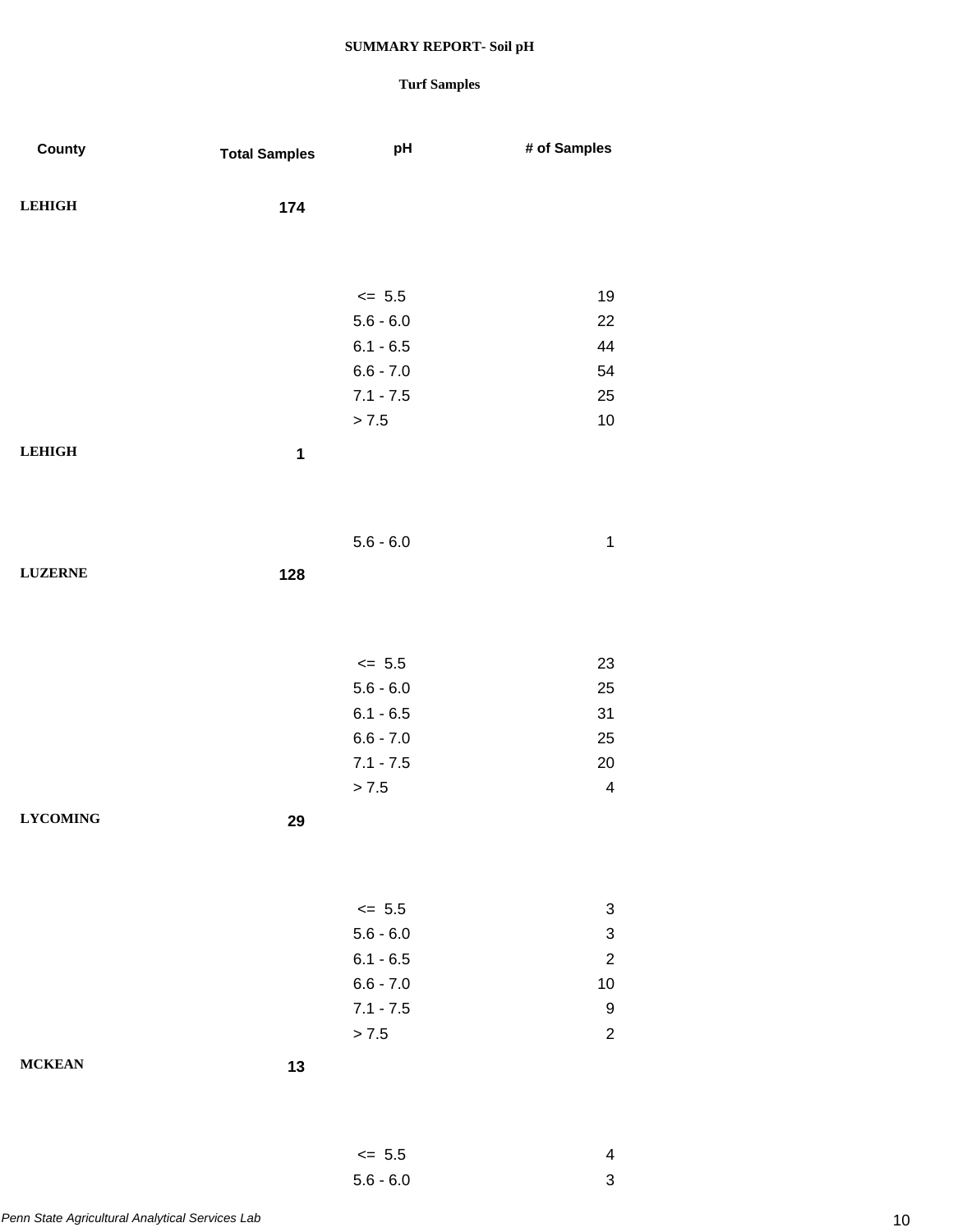**SUMMARY REPORT- Soil pH**

**Turf Samples**

| County | Total Samples | pH | # of Samples |
|---|---|---|---|
| **LEHIGH** | **174** | | |
| | | <= 5.5 | 19 |
| | | 5.6 - 6.0 | 22 |
| | | 6.1 - 6.5 | 44 |
| | | 6.6 - 7.0 | 54 |
| | | 7.1 - 7.5 | 25 |
| | | > 7.5 | 10 |
| **LEHIGH** | **1** | | |
| | | 5.6 - 6.0 | 1 |
| **LUZERNE** | **128** | | |
| | | <= 5.5 | 23 |
| | | 5.6 - 6.0 | 25 |
| | | 6.1 - 6.5 | 31 |
| | | 6.6 - 7.0 | 25 |
| | | 7.1 - 7.5 | 20 |
| | | > 7.5 | 4 |
| **LYCOMING** | **29** | | |
| | | <= 5.5 | 3 |
| | | 5.6 - 6.0 | 3 |
| | | 6.1 - 6.5 | 2 |
| | | 6.6 - 7.0 | 10 |
| | | 7.1 - 7.5 | 9 |
| | | > 7.5 | 2 |
| **MCKEAN** | **13** | | |
| | | <= 5.5 | 4 |
| | | 5.6 - 6.0 | 3 |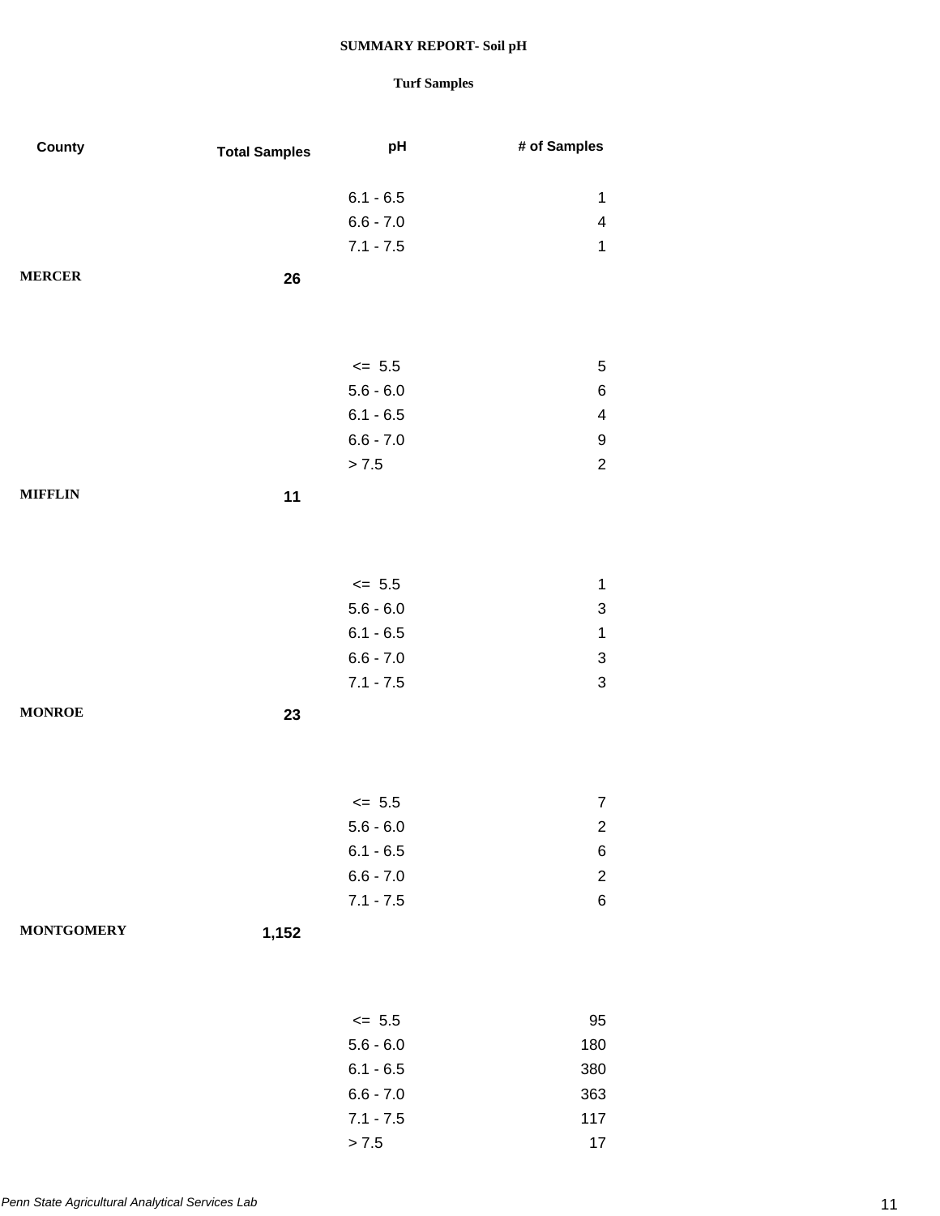**SUMMARY REPORT- Soil pH**

**Turf Samples**

| County | Total Samples | pH | # of Samples |
|---|---|---|---|
| | | 6.1 - 6.5 | 1 |
| | | 6.6 - 7.0 | 4 |
| | | 7.1 - 7.5 | 1 |
| **MERCER** | **26** | | |
| | | <= 5.5 | 5 |
| | | 5.6 - 6.0 | 6 |
| | | 6.1 - 6.5 | 4 |
| | | 6.6 - 7.0 | 9 |
| | | > 7.5 | 2 |
| **MIFFLIN** | **11** | | |
| | | <= 5.5 | 1 |
| | | 5.6 - 6.0 | 3 |
| | | 6.1 - 6.5 | 1 |
| | | 6.6 - 7.0 | 3 |
| | | 7.1 - 7.5 | 3 |
| **MONROE** | **23** | | |
| | | <= 5.5 | 7 |
| | | 5.6 - 6.0 | 2 |
| | | 6.1 - 6.5 | 6 |
| | | 6.6 - 7.0 | 2 |
| | | 7.1 - 7.5 | 6 |
| **MONTGOMERY** | **1,152** | | |
| | | <= 5.5 | 95 |
| | | 5.6 - 6.0 | 180 |
| | | 6.1 - 6.5 | 380 |
| | | 6.6 - 7.0 | 363 |
| | | 7.1 - 7.5 | 117 |
| | | > 7.5 | 17 |

*Penn State Agricultural Analytical Services Lab*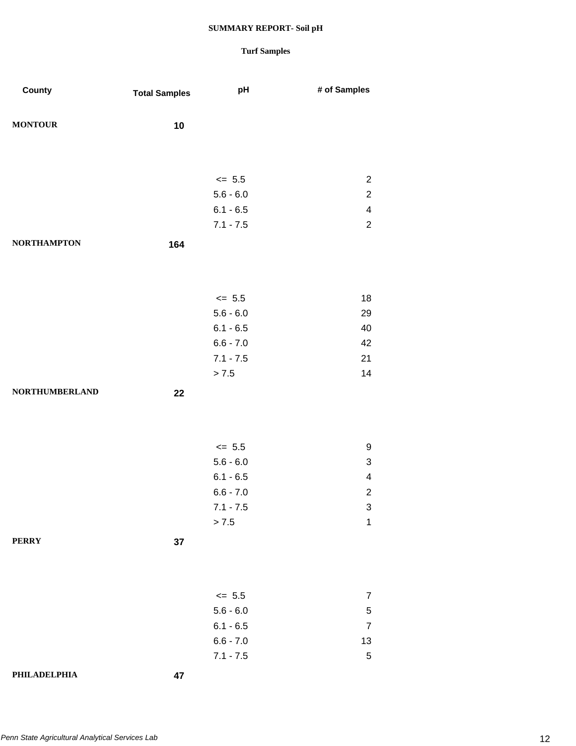**SUMMARY REPORT- Soil pH**

**Turf Samples**

| County | Total Samples | pH | # of Samples |
|---|---|---|---|
| **MONTOUR** | **10** | | |
| | | <= 5.5 | 2 |
| | | 5.6 - 6.0 | 2 |
| | | 6.1 - 6.5 | 4 |
| | | 7.1 - 7.5 | 2 |
| **NORTHAMPTON** | **164** | | |
| | | <= 5.5 | 18 |
| | | 5.6 - 6.0 | 29 |
| | | 6.1 - 6.5 | 40 |
| | | 6.6 - 7.0 | 42 |
| | | 7.1 - 7.5 | 21 |
| | | > 7.5 | 14 |
| **NORTHUMBERLAND** | **22** | | |
| | | <= 5.5 | 9 |
| | | 5.6 - 6.0 | 3 |
| | | 6.1 - 6.5 | 4 |
| | | 6.6 - 7.0 | 2 |
| | | 7.1 - 7.5 | 3 |
| | | > 7.5 | 1 |
| **PERRY** | **37** | | |
| | | <= 5.5 | 7 |
| | | 5.6 - 6.0 | 5 |
| | | 6.1 - 6.5 | 7 |
| | | 6.6 - 7.0 | 13 |
| | | 7.1 - 7.5 | 5 |
| **PHILADELPHIA** | **47** | | |

*Penn State Agricultural Analytical Services Lab*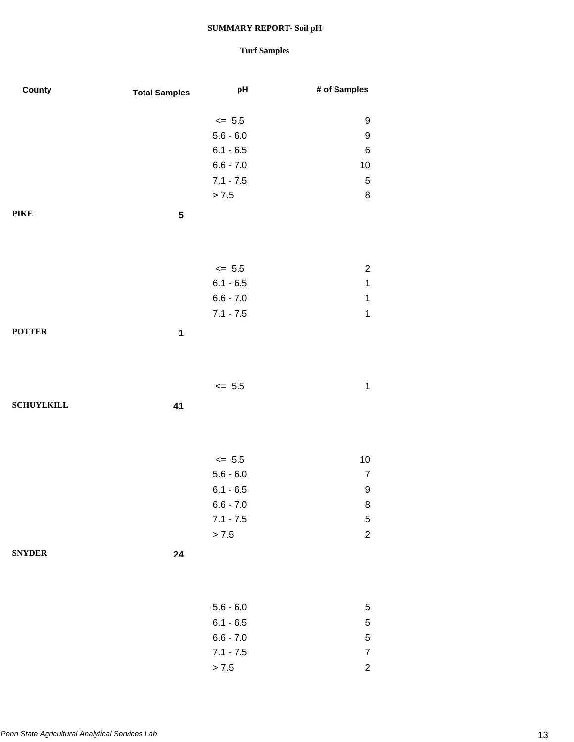**SUMMARY REPORT- Soil pH**

**Turf Samples**

| County | Total Samples | pH | # of Samples |
|---|---|---|---|
| | | <= 5.5 | 9 |
| | | 5.6 - 6.0 | 9 |
| | | 6.1 - 6.5 | 6 |
| | | 6.6 - 7.0 | 10 |
| | | 7.1 - 7.5 | 5 |
| | | > 7.5 | 8 |
| **PIKE** | **5** | | |
| | | <= 5.5 | 2 |
| | | 6.1 - 6.5 | 1 |
| | | 6.6 - 7.0 | 1 |
| | | 7.1 - 7.5 | 1 |
| **POTTER** | **1** | | |
| | | <= 5.5 | 1 |
| **SCHUYLKILL** | **41** | | |
| | | <= 5.5 | 10 |
| | | 5.6 - 6.0 | 7 |
| | | 6.1 - 6.5 | 9 |
| | | 6.6 - 7.0 | 8 |
| | | 7.1 - 7.5 | 5 |
| | | > 7.5 | 2 |
| **SNYDER** | **24** | | |
| | | 5.6 - 6.0 | 5 |
| | | 6.1 - 6.5 | 5 |
| | | 6.6 - 7.0 | 5 |
| | | 7.1 - 7.5 | 7 |
| | | > 7.5 | 2 |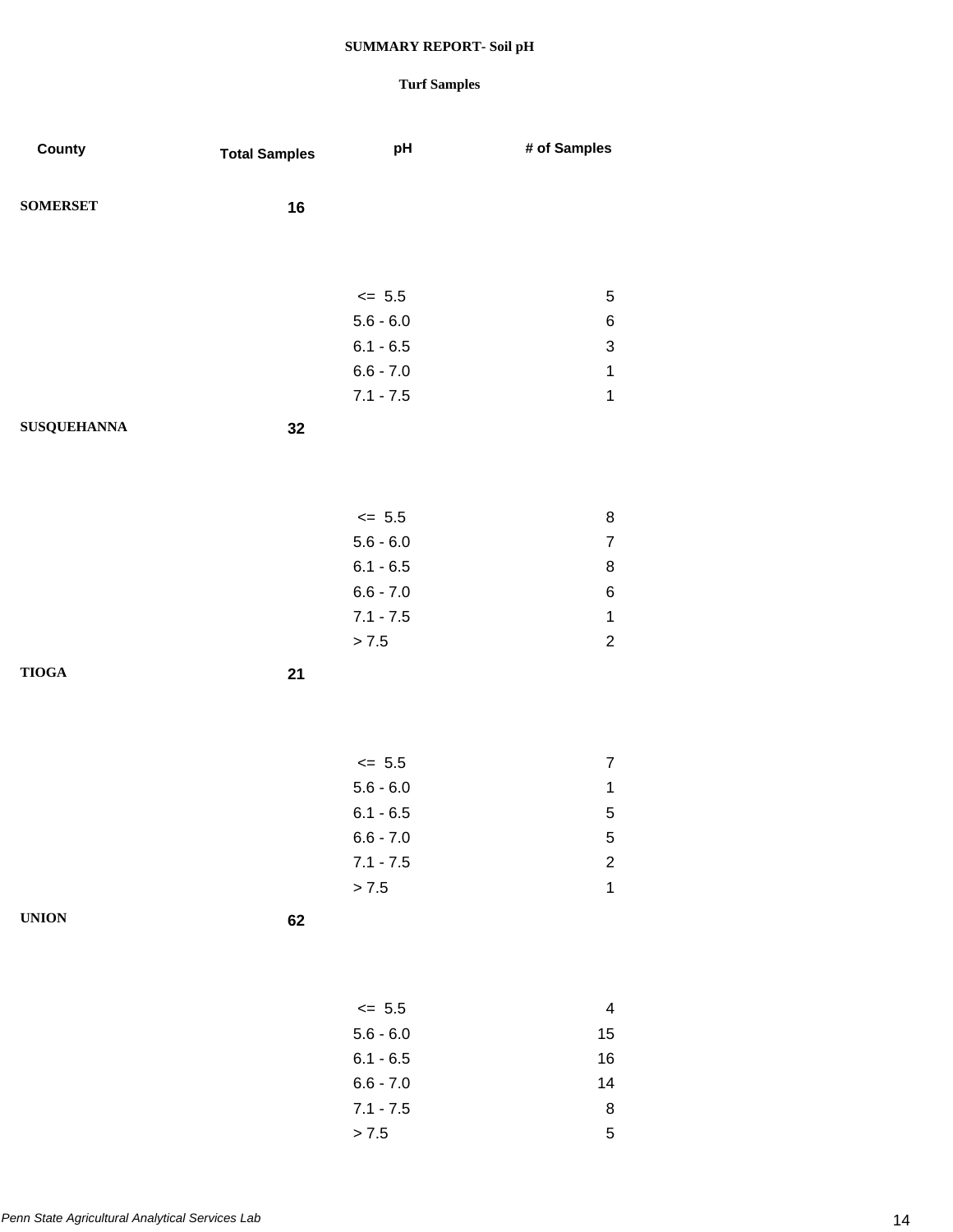# SUMMARY REPORT- Soil pH

## Turf Samples

| County | Total Samples | pH | # of Samples |
|---|---|---|---|
| **SOMERSET** | **16** | | |
| | | <= 5.5 | 5 |
| | | 5.6 - 6.0 | 6 |
| | | 6.1 - 6.5 | 3 |
| | | 6.6 - 7.0 | 1 |
| | | 7.1 - 7.5 | 1 |
| **SUSQUEHANNA** | **32** | | |
| | | <= 5.5 | 8 |
| | | 5.6 - 6.0 | 7 |
| | | 6.1 - 6.5 | 8 |
| | | 6.6 - 7.0 | 6 |
| | | 7.1 - 7.5 | 1 |
| | | > 7.5 | 2 |
| **TIOGA** | **21** | | |
| | | <= 5.5 | 7 |
| | | 5.6 - 6.0 | 1 |
| | | 6.1 - 6.5 | 5 |
| | | 6.6 - 7.0 | 5 |
| | | 7.1 - 7.5 | 2 |
| | | > 7.5 | 1 |
| **UNION** | **62** | | |
| | | <= 5.5 | 4 |
| | | 5.6 - 6.0 | 15 |
| | | 6.1 - 6.5 | 16 |
| | | 6.6 - 7.0 | 14 |
| | | 7.1 - 7.5 | 8 |
| | | > 7.5 | 5 |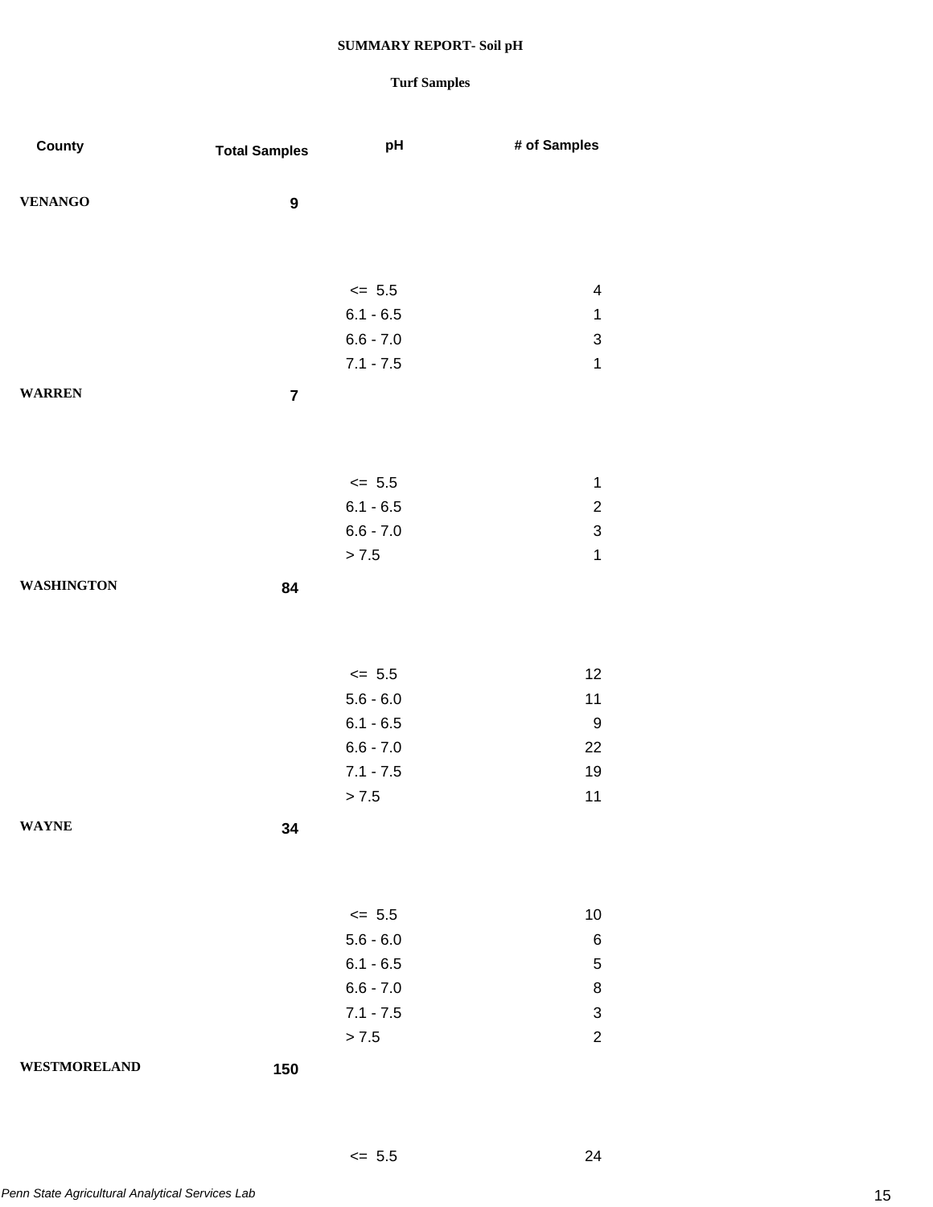**SUMMARY REPORT- Soil pH**

**Turf Samples**

| County | Total Samples | pH | # of Samples |
|---|---|---|---|
| **VENANGO** | **9** | | |
| | | <= 5.5 | 4 |
| | | 6.1 - 6.5 | 1 |
| | | 6.6 - 7.0 | 3 |
| | | 7.1 - 7.5 | 1 |
| **WARREN** | **7** | | |
| | | <= 5.5 | 1 |
| | | 6.1 - 6.5 | 2 |
| | | 6.6 - 7.0 | 3 |
| | | > 7.5 | 1 |
| **WASHINGTON** | **84** | | |
| | | <= 5.5 | 12 |
| | | 5.6 - 6.0 | 11 |
| | | 6.1 - 6.5 | 9 |
| | | 6.6 - 7.0 | 22 |
| | | 7.1 - 7.5 | 19 |
| | | > 7.5 | 11 |
| **WAYNE** | **34** | | |
| | | <= 5.5 | 10 |
| | | 5.6 - 6.0 | 6 |
| | | 6.1 - 6.5 | 5 |
| | | 6.6 - 7.0 | 8 |
| | | 7.1 - 7.5 | 3 |
| | | > 7.5 | 2 |
| **WESTMORELAND** | **150** | | |
| | | <= 5.5 | 24 |

*Penn State Agricultural Analytical Services Lab*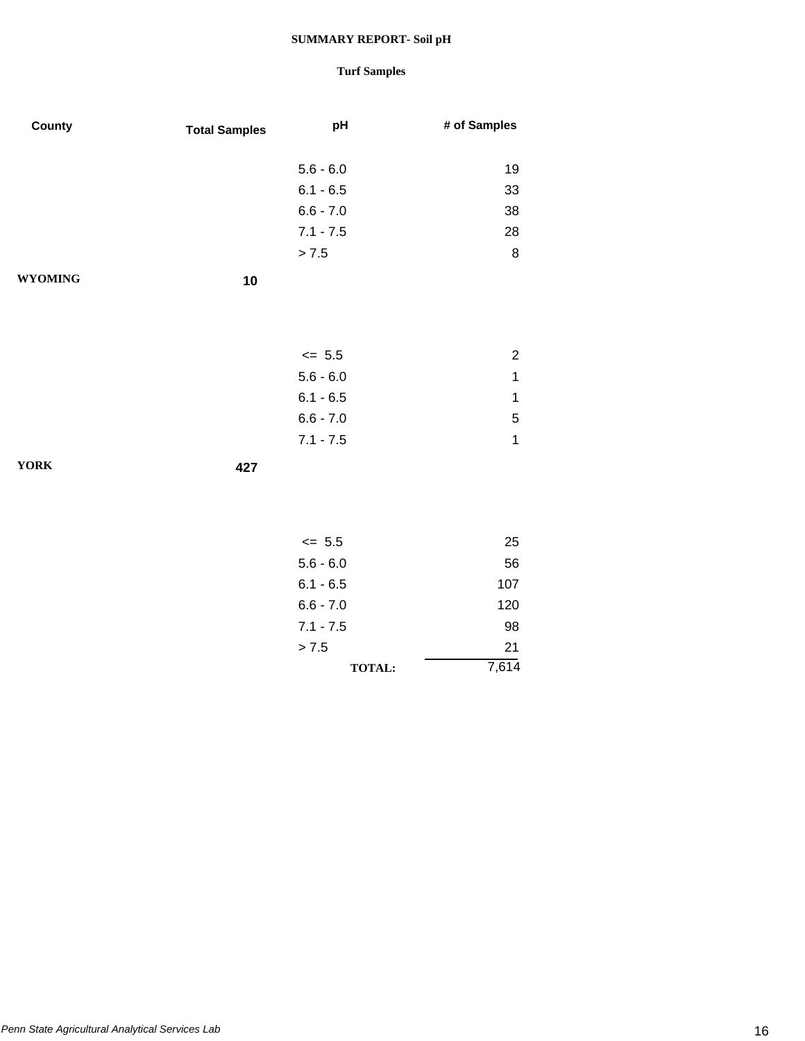**SUMMARY REPORT- Soil pH**

**Turf Samples**

| County | Total Samples | pH | # of Samples |
|---|---|---|---|
| | | 5.6 - 6.0 | 19 |
| | | 6.1 - 6.5 | 33 |
| | | 6.6 - 7.0 | 38 |
| | | 7.1 - 7.5 | 28 |
| | | > 7.5 | 8 |
| **WYOMING** | **10** | | |
| | | <= 5.5 | 2 |
| | | 5.6 - 6.0 | 1 |
| | | 6.1 - 6.5 | 1 |
| | | 6.6 - 7.0 | 5 |
| | | 7.1 - 7.5 | 1 |
| **YORK** | **427** | | |
| | | <= 5.5 | 25 |
| | | 5.6 - 6.0 | 56 |
| | | 6.1 - 6.5 | 107 |
| | | 6.6 - 7.0 | 120 |
| | | 7.1 - 7.5 | 98 |
| | | > 7.5 | 21 |
| | | **TOTAL:** | 7,614 |

*Penn State Agricultural Analytical Services Lab*